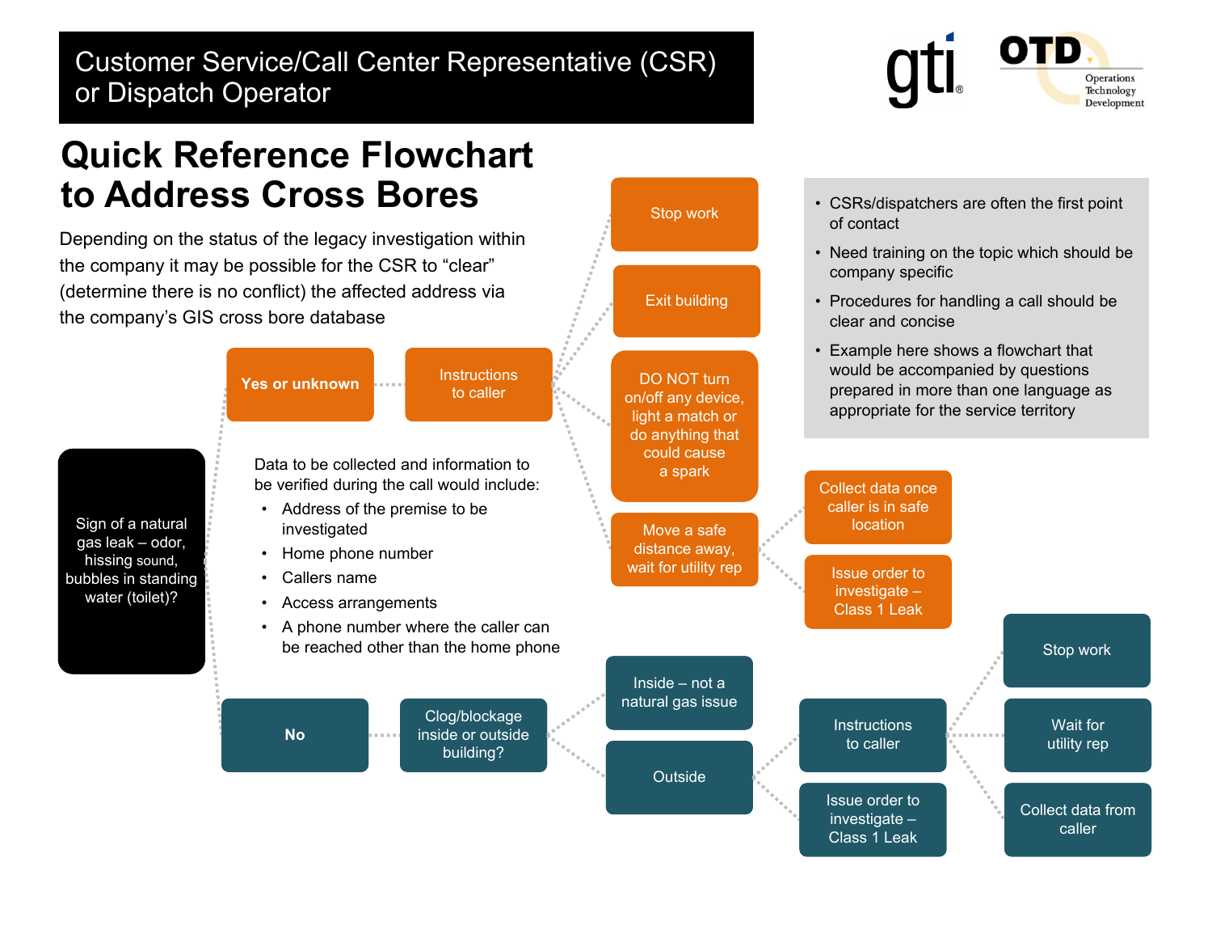# Customer Service/Call Center Representative (CSR) or Dispatch Operator

## Quick Reference Flowchart to Address Cross Bores

Depending on the status of the legacy investigation within the company it may be possible for the CSR to "clear" (determine there is no conflict) the affected address via the company's GIS cross bore database

- CSRs/dispatchers are often the first point of contact
- Need training on the topic which should be company specific
- Procedures for handling a call should be clear and concise
- Example here shows a flowchart that would be accompanied by questions prepared in more than one language as appropriate for the service territory

**Sign of a natural gas leak – odor, hissing sound, bubbles in standing water (toilet)?**

- **Yes or unknown** → Instructions to caller
  - Stop work
  - Exit building
  - DO NOT turn on/off any device, light a match or do anything that could cause a spark
  - Move a safe distance away, wait for utility rep
    - Collect data once caller is in safe location
    - Issue order to investigate – Class 1 Leak
- **No** → Clog/blockage inside or outside building?
  - Inside – not a natural gas issue
  - Outside
    - Instructions to caller
      - Stop work
      - Wait for utility rep
      - Collect data from caller
    - Issue order to investigate – Class 1 Leak

Data to be collected and information to be verified during the call would include:

- Address of the premise to be investigated
- Home phone number
- Callers name
- Access arrangements
- A phone number where the caller can be reached other than the home phone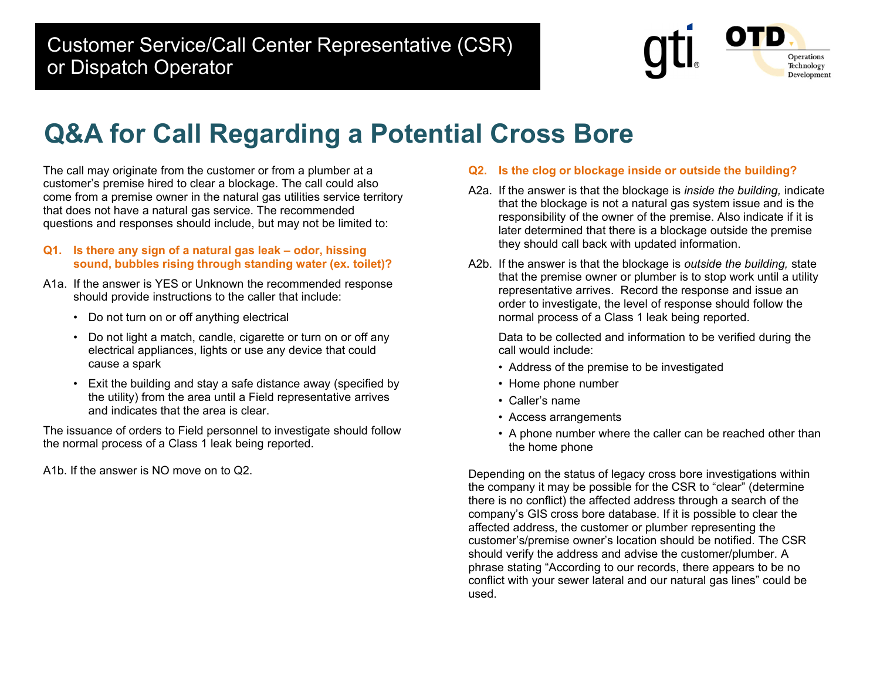Customer Service/Call Center Representative (CSR) or Dispatch Operator

# Q&A for Call Regarding a Potential Cross Bore

The call may originate from the customer or from a plumber at a customer's premise hired to clear a blockage. The call could also come from a premise owner in the natural gas utilities service territory that does not have a natural gas service. The recommended questions and responses should include, but may not be limited to:

**Q1. Is there any sign of a natural gas leak – odor, hissing sound, bubbles rising through standing water (ex. toilet)?**

A1a. If the answer is YES or Unknown the recommended response should provide instructions to the caller that include:

- Do not turn on or off anything electrical
- Do not light a match, candle, cigarette or turn on or off any electrical appliances, lights or use any device that could cause a spark
- Exit the building and stay a safe distance away (specified by the utility) from the area until a Field representative arrives and indicates that the area is clear.

The issuance of orders to Field personnel to investigate should follow the normal process of a Class 1 leak being reported.

A1b. If the answer is NO move on to Q2.

**Q2. Is the clog or blockage inside or outside the building?**

A2a. If the answer is that the blockage is *inside the building,* indicate that the blockage is not a natural gas system issue and is the responsibility of the owner of the premise. Also indicate if it is later determined that there is a blockage outside the premise they should call back with updated information.

A2b. If the answer is that the blockage is *outside the building,* state that the premise owner or plumber is to stop work until a utility representative arrives. Record the response and issue an order to investigate, the level of response should follow the normal process of a Class 1 leak being reported.

Data to be collected and information to be verified during the call would include:

- Address of the premise to be investigated
- Home phone number
- Caller's name
- Access arrangements
- A phone number where the caller can be reached other than the home phone

Depending on the status of legacy cross bore investigations within the company it may be possible for the CSR to "clear" (determine there is no conflict) the affected address through a search of the company's GIS cross bore database. If it is possible to clear the affected address, the customer or plumber representing the customer's/premise owner's location should be notified. The CSR should verify the address and advise the customer/plumber. A phrase stating "According to our records, there appears to be no conflict with your sewer lateral and our natural gas lines" could be used.